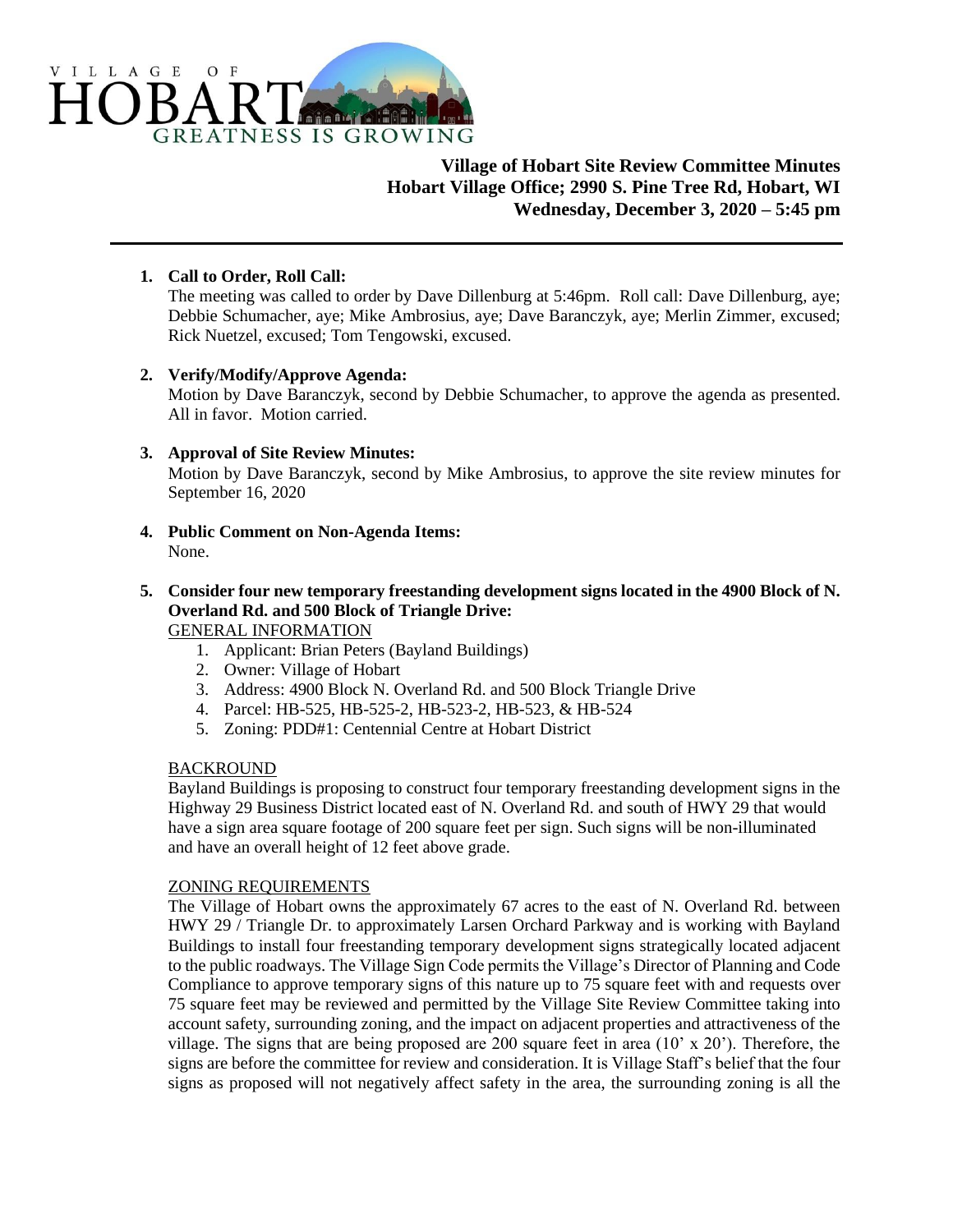VILLAGE OF HOBART — GREATNESS IS GROWING

**Village of Hobart Site Review Committee Minutes**
**Hobart Village Office; 2990 S. Pine Tree Rd, Hobart, WI**
**Wednesday, December 3, 2020 – 5:45 pm**

---

1. **Call to Order, Roll Call:**
   The meeting was called to order by Dave Dillenburg at 5:46pm. Roll call: Dave Dillenburg, aye; Debbie Schumacher, aye; Mike Ambrosius, aye; Dave Baranczyk, aye; Merlin Zimmer, excused; Rick Nuetzel, excused; Tom Tengowski, excused.

2. **Verify/Modify/Approve Agenda:**
   Motion by Dave Baranczyk, second by Debbie Schumacher, to approve the agenda as presented. All in favor. Motion carried.

3. **Approval of Site Review Minutes:**
   Motion by Dave Baranczyk, second by Mike Ambrosius, to approve the site review minutes for September 16, 2020

4. **Public Comment on Non-Agenda Items:**
   None.

5. **Consider four new temporary freestanding development signs located in the 4900 Block of N. Overland Rd. and 500 Block of Triangle Drive:**
   GENERAL INFORMATION
   1. Applicant: Brian Peters (Bayland Buildings)
   2. Owner: Village of Hobart
   3. Address: 4900 Block N. Overland Rd. and 500 Block Triangle Drive
   4. Parcel: HB-525, HB-525-2, HB-523-2, HB-523, & HB-524
   5. Zoning: PDD#1: Centennial Centre at Hobart District

   BACKROUND
   Bayland Buildings is proposing to construct four temporary freestanding development signs in the Highway 29 Business District located east of N. Overland Rd. and south of HWY 29 that would have a sign area square footage of 200 square feet per sign. Such signs will be non-illuminated and have an overall height of 12 feet above grade.

   ZONING REQUIREMENTS
   The Village of Hobart owns the approximately 67 acres to the east of N. Overland Rd. between HWY 29 / Triangle Dr. to approximately Larsen Orchard Parkway and is working with Bayland Buildings to install four freestanding temporary development signs strategically located adjacent to the public roadways. The Village Sign Code permits the Village's Director of Planning and Code Compliance to approve temporary signs of this nature up to 75 square feet with and requests over 75 square feet may be reviewed and permitted by the Village Site Review Committee taking into account safety, surrounding zoning, and the impact on adjacent properties and attractiveness of the village. The signs that are being proposed are 200 square feet in area (10' x 20'). Therefore, the signs are before the committee for review and consideration. It is Village Staff's belief that the four signs as proposed will not negatively affect safety in the area, the surrounding zoning is all the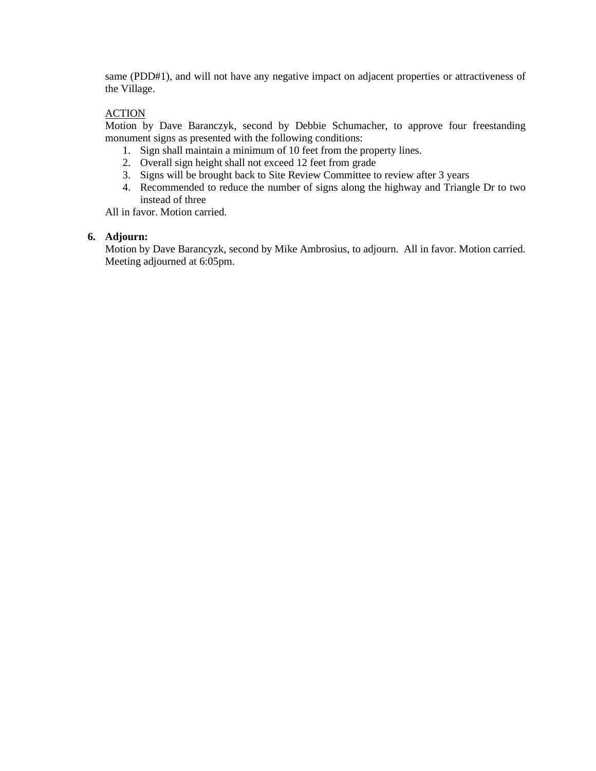same (PDD#1), and will not have any negative impact on adjacent properties or attractiveness of the Village.

ACTION
Motion by Dave Baranczyk, second by Debbie Schumacher, to approve four freestanding monument signs as presented with the following conditions:

1. Sign shall maintain a minimum of 10 feet from the property lines.
2. Overall sign height shall not exceed 12 feet from grade
3. Signs will be brought back to Site Review Committee to review after 3 years
4. Recommended to reduce the number of signs along the highway and Triangle Dr to two instead of three

All in favor. Motion carried.

**6. Adjourn:**
Motion by Dave Barancyzk, second by Mike Ambrosius, to adjourn. All in favor. Motion carried. Meeting adjourned at 6:05pm.